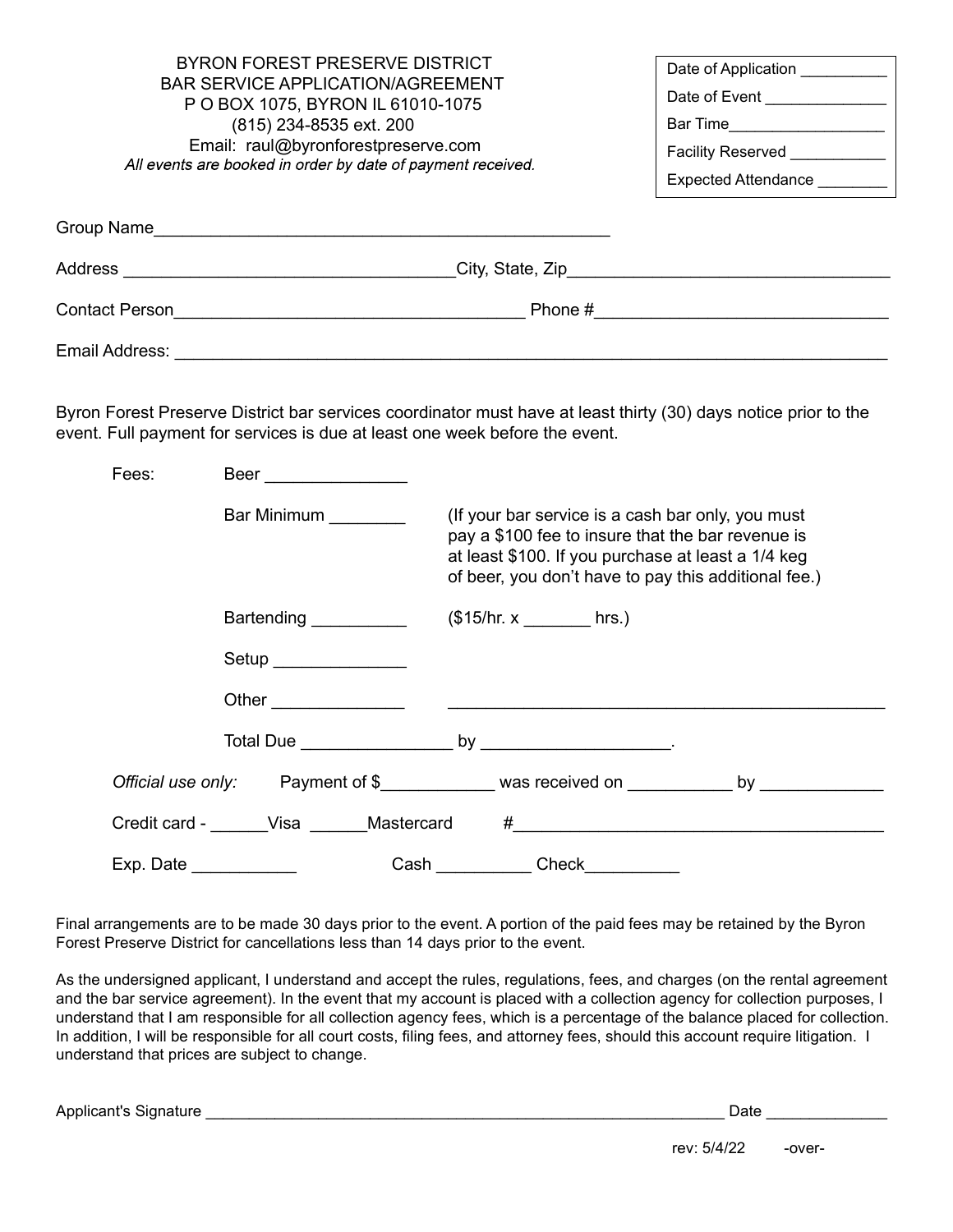# BYRON FOREST PRESERVE DISTRICT
## BAR SERVICE APPLICATION/AGREEMENT

P O BOX 1075, BYRON IL 61010-1075
(815) 234-8535 ext. 200
Email: raul@byronforestpreserve.com
*All events are booked in order by date of payment received.*

Date of Application __________
Date of Event ______________
Bar Time__________________
Facility Reserved ___________
Expected Attendance ________

Group Name_______________________________________________

Address __________________________________City, State, Zip__________________________________

Contact Person____________________________________ Phone #______________________________

Email Address: ____________________________________________________________________________

Byron Forest Preserve District bar services coordinator must have at least thirty (30) days notice prior to the event. Full payment for services is due at least one week before the event.

Fees: Beer _______________

Bar Minimum ________ (If your bar service is a cash bar only, you must pay a $100 fee to insure that the bar revenue is at least $100. If you purchase at least a 1/4 keg of beer, you don't have to pay this additional fee.)

Bartending __________ ($15/hr. x _______ hrs.)

Setup ______________

Other ______________ _____________________________________________

Total Due ________________ by ___________________.

*Official use only:* Payment of $____________ was received on ___________ by _____________

Credit card - ______Visa ______Mastercard #_______________________________________

Exp. Date ___________ Cash __________ Check__________

Final arrangements are to be made 30 days prior to the event. A portion of the paid fees may be retained by the Byron Forest Preserve District for cancellations less than 14 days prior to the event.

As the undersigned applicant, I understand and accept the rules, regulations, fees, and charges (on the rental agreement and the bar service agreement). In the event that my account is placed with a collection agency for collection purposes, I understand that I am responsible for all collection agency fees, which is a percentage of the balance placed for collection. In addition, I will be responsible for all court costs, filing fees, and attorney fees, should this account require litigation. I understand that prices are subject to change.

Applicant's Signature ______________________________________________________________ Date ______________

rev: 5/4/22 -over-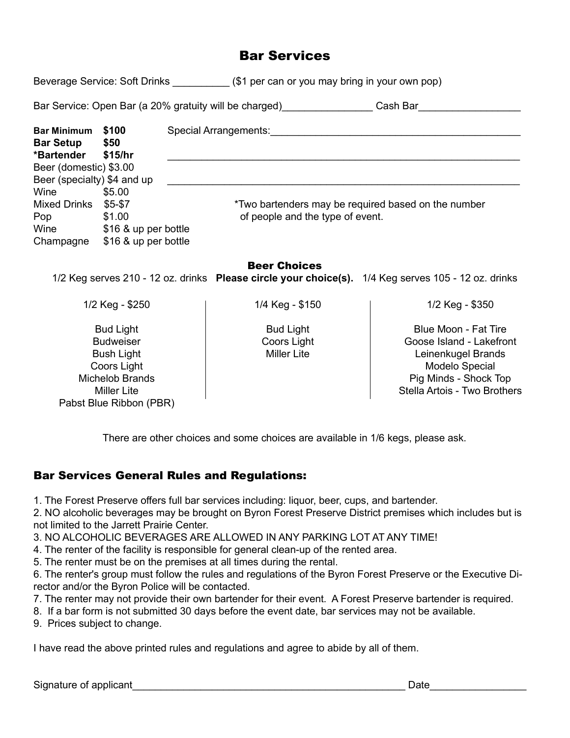# Bar Services

Beverage Service: Soft Drinks __________ ($1 per can or you may bring in your own pop)

Bar Service: Open Bar (a 20% gratuity will be charged)________________ Cash Bar__________________

| | |
|---|---|
| **Bar Minimum** | **$100** |
| **Bar Setup** | **$50** |
| ***Bartender** | **$15/hr** |
| Beer (domestic) | $3.00 |
| Beer (specialty) | $4 and up |
| Wine | $5.00 |
| Mixed Drinks | $5-$7 |
| Pop | $1.00 |
| Wine | $16 & up per bottle |
| Champagne | $16 & up per bottle |

Special Arrangements:_____________________________________________

_________________________________________________________________

_________________________________________________________________

*Two bartenders may be required based on the number of people and the type of event.

## Beer Choices

1/2 Keg serves 210 - 12 oz. drinks **Please circle your choice(s).** 1/4 Keg serves 105 - 12 oz. drinks

| 1/2 Keg - $250 | 1/4 Keg - $150 | 1/2 Keg - $350 |
|---|---|---|
| Bud Light | Bud Light | Blue Moon - Fat Tire |
| Budweiser | Coors Light | Goose Island - Lakefront |
| Bush Light | Miller Lite | Leinenkugel Brands |
| Coors Light | | Modelo Special |
| Michelob Brands | | Pig Minds - Shock Top |
| Miller Lite | | Stella Artois - Two Brothers |
| Pabst Blue Ribbon (PBR) | | |

There are other choices and some choices are available in 1/6 kegs, please ask.

## Bar Services General Rules and Regulations:

1. The Forest Preserve offers full bar services including: liquor, beer, cups, and bartender.
2. NO alcoholic beverages may be brought on Byron Forest Preserve District premises which includes but is not limited to the Jarrett Prairie Center.
3. NO ALCOHOLIC BEVERAGES ARE ALLOWED IN ANY PARKING LOT AT ANY TIME!
4. The renter of the facility is responsible for general clean-up of the rented area.
5. The renter must be on the premises at all times during the rental.
6. The renter's group must follow the rules and regulations of the Byron Forest Preserve or the Executive Director and/or the Byron Police will be contacted.
7. The renter may not provide their own bartender for their event. A Forest Preserve bartender is required.
8. If a bar form is not submitted 30 days before the event date, bar services may not be available.
9. Prices subject to change.

I have read the above printed rules and regulations and agree to abide by all of them.

Signature of applicant__________________________________________________ Date_________________